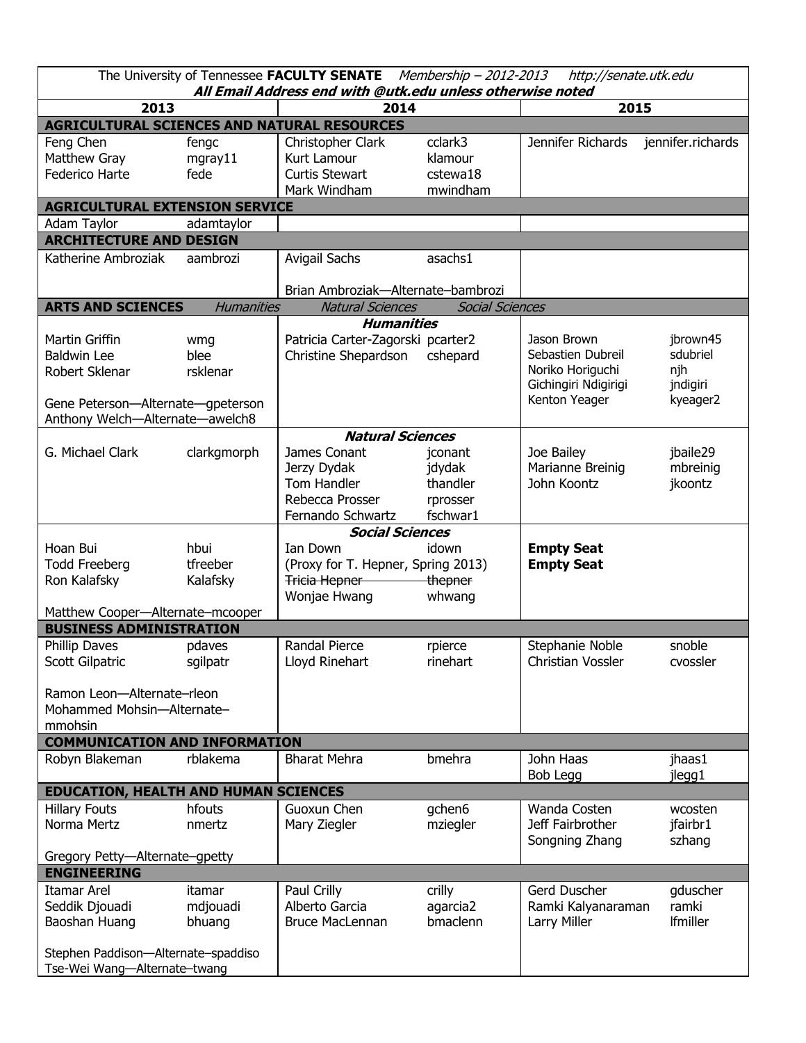The University of Tennessee **FACULTY SENATE** *Membership – 2012-2013* *http://senate.utk.edu*

***All Email Address end with @utk.edu unless otherwise noted***

| 2013 | | 2014 | | 2015 | |
|---|---|---|---|---|---|
| **AGRICULTURAL SCIENCES AND NATURAL RESOURCES** | | | | | |
| Feng Chen | fengc | Christopher Clark | cclark3 | Jennifer Richards | jennifer.richards |
| Matthew Gray | mgray11 | Kurt Lamour | klamour | | |
| Federico Harte | fede | Curtis Stewart | cstewa18 | | |
| | | Mark Windham | mwindham | | |
| **AGRICULTURAL EXTENSION SERVICE** | | | | | |
| Adam Taylor | adamtaylor | | | | |
| **ARCHITECTURE AND DESIGN** | | | | | |
| Katherine Ambroziak | aambrozi | Avigail Sachs | asachs1 | | |
| | | Brian Ambroziak—Alternate–bambrozi | | | |
| **ARTS AND SCIENCES** | *Humanities* | *Natural Sciences* | *Social Sciences* | | |
| | | ***Humanities*** | | | |
| Martin Griffin | wmg | Patricia Carter-Zagorski | pcarter2 | Jason Brown | jbrown45 |
| Baldwin Lee | blee | Christine Shepardson | cshepard | Sebastien Dubreil | sdubriel |
| Robert Sklenar | rsklenar | | | Noriko Horiguchi | njh |
| | | | | Gichingiri Ndigirigi | jndigiri |
| Gene Peterson—Alternate—gpeterson | | | | Kenton Yeager | kyeager2 |
| Anthony Welch—Alternate—awelch8 | | | | | |
| | | ***Natural Sciences*** | | | |
| G. Michael Clark | clarkgmorph | James Conant | jconant | Joe Bailey | jbaile29 |
| | | Jerzy Dydak | jdydak | Marianne Breinig | mbreinig |
| | | Tom Handler | thandler | John Koontz | jkoontz |
| | | Rebecca Prosser | rprosser | | |
| | | Fernando Schwartz | fschwar1 | | |
| | | ***Social Sciences*** | | | |
| Hoan Bui | hbui | Ian Down | idown | **Empty Seat** | |
| Todd Freeberg | tfreeber | (Proxy for T. Hepner, Spring 2013) | | **Empty Seat** | |
| Ron Kalafsky | Kalafsky | ~~Tricia Hepner~~ | ~~thepner~~ | | |
| | | Wonjae Hwang | whwang | | |
| Matthew Cooper—Alternate–mcooper | | | | | |
| **BUSINESS ADMINISTRATION** | | | | | |
| Phillip Daves | pdaves | Randal Pierce | rpierce | Stephanie Noble | snoble |
| Scott Gilpatric | sgilpatr | Lloyd Rinehart | rinehart | Christian Vossler | cvossler |
| Ramon Leon—Alternate–rleon | | | | | |
| Mohammed Mohsin—Alternate–mmohsin | | | | | |
| **COMMUNICATION AND INFORMATION** | | | | | |
| Robyn Blakeman | rblakema | Bharat Mehra | bmehra | John Haas | jhaas1 |
| | | | | Bob Legg | jlegg1 |
| **EDUCATION, HEALTH AND HUMAN SCIENCES** | | | | | |
| Hillary Fouts | hfouts | Guoxun Chen | gchen6 | Wanda Costen | wcosten |
| Norma Mertz | nmertz | Mary Ziegler | mziegler | Jeff Fairbrother | jfairbr1 |
| | | | | Songning Zhang | szhang |
| Gregory Petty—Alternate–gpetty | | | | | |
| **ENGINEERING** | | | | | |
| Itamar Arel | itamar | Paul Crilly | crilly | Gerd Duscher | gduscher |
| Seddik Djouadi | mdjouadi | Alberto Garcia | agarcia2 | Ramki Kalyanaraman | ramki |
| Baoshan Huang | bhuang | Bruce MacLennan | bmaclenn | Larry Miller | lfmiller |
| Stephen Paddison—Alternate–spaddiso | | | | | |
| Tse-Wei Wang—Alternate–twang | | | | | |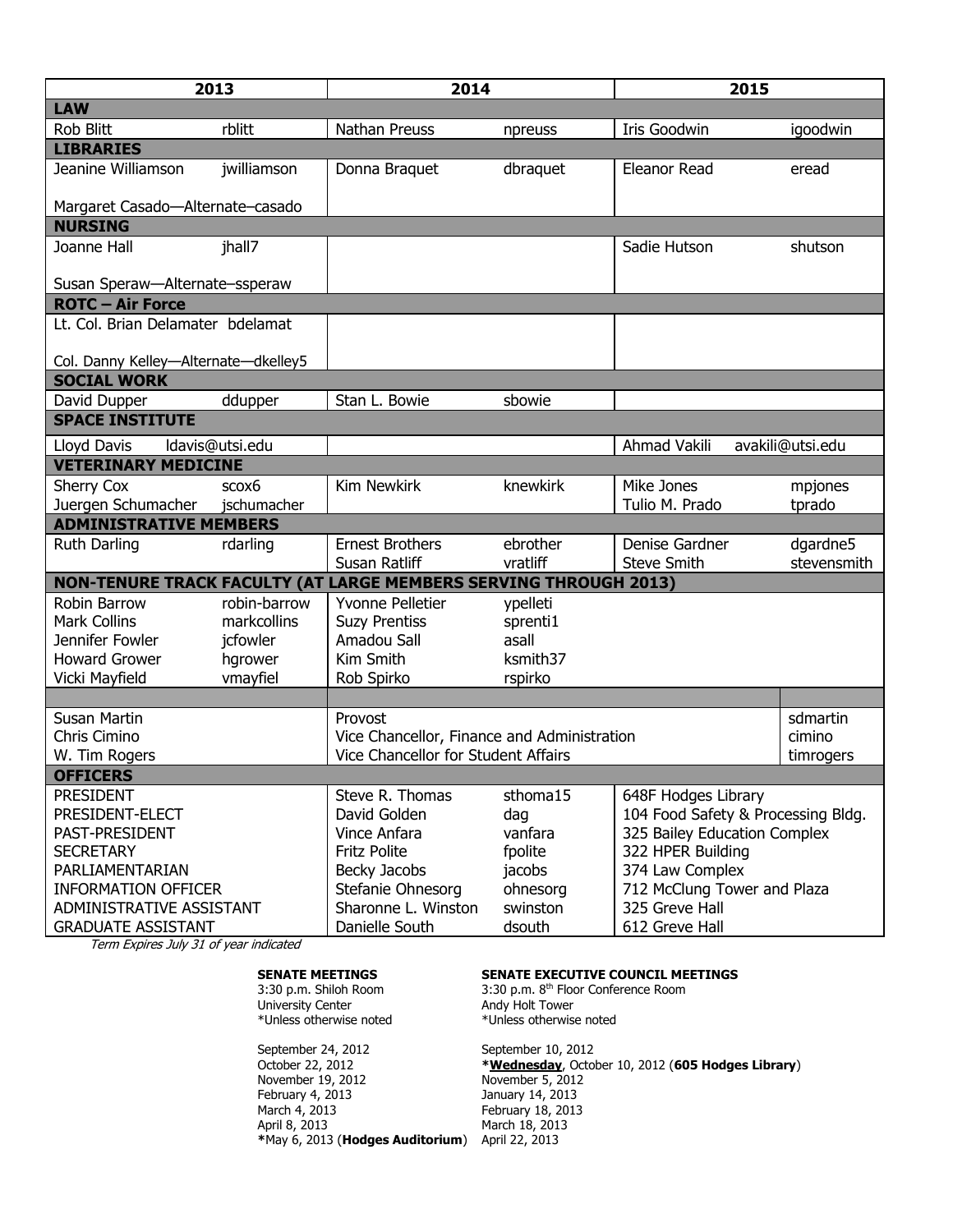| 2013 | | 2014 | | 2015 | |
|---|---|---|---|---|---|
| **LAW** | | | | | |
| Rob Blitt | rblitt | Nathan Preuss | npreuss | Iris Goodwin | igoodwin |
| **LIBRARIES** | | | | | |
| Jeanine Williamson<br><br>Margaret Casado—Alternate–casado | jwilliamson | Donna Braquet | dbraquet | Eleanor Read | eread |
| **NURSING** | | | | | |
| Joanne Hall<br><br>Susan Speraw—Alternate–ssperaw | jhall7 | | | Sadie Hutson | shutson |
| **ROTC – Air Force** | | | | | |
| Lt. Col. Brian Delamater bdelamat<br><br>Col. Danny Kelley—Alternate—dkelley5 | | | | | |
| **SOCIAL WORK** | | | | | |
| David Dupper | ddupper | Stan L. Bowie | sbowie | | |
| **SPACE INSTITUTE** | | | | | |
| Lloyd Davis | ldavis@utsi.edu | | | Ahmad Vakili | avakili@utsi.edu |
| **VETERINARY MEDICINE** | | | | | |
| Sherry Cox<br>Juergen Schumacher | scox6<br>jschumacher | Kim Newkirk | knewkirk | Mike Jones<br>Tulio M. Prado | mpjones<br>tprado |
| **ADMINISTRATIVE MEMBERS** | | | | | |
| Ruth Darling | rdarling | Ernest Brothers<br>Susan Ratliff | ebrother<br>vratliff | Denise Gardner<br>Steve Smith | dgardne5<br>stevensmith |
| **NON-TENURE TRACK FACULTY (AT LARGE MEMBERS SERVING THROUGH 2013)** | | | | | |
| Robin Barrow<br>Mark Collins<br>Jennifer Fowler<br>Howard Grower<br>Vicki Mayfield | robin-barrow<br>markcollins<br>jcfowler<br>hgrower<br>vmayfiel | Yvonne Pelletier<br>Suzy Prentiss<br>Amadou Sall<br>Kim Smith<br>Rob Spirko | ypelleti<br>sprenti1<br>asall<br>ksmith37<br>rspirko | | |
| | | | | | |
| Susan Martin<br>Chris Cimino<br>W. Tim Rogers | | Provost<br>Vice Chancellor, Finance and Administration<br>Vice Chancellor for Student Affairs | | | sdmartin<br>cimino<br>timrogers |
| **OFFICERS** | | | | | |
| PRESIDENT | | Steve R. Thomas | sthoma15 | 648F Hodges Library | |
| PRESIDENT-ELECT | | David Golden | dag | 104 Food Safety & Processing Bldg. | |
| PAST-PRESIDENT | | Vince Anfara | vanfara | 325 Bailey Education Complex | |
| SECRETARY | | Fritz Polite | fpolite | 322 HPER Building | |
| PARLIAMENTARIAN | | Becky Jacobs | jacobs | 374 Law Complex | |
| INFORMATION OFFICER | | Stefanie Ohnesorg | ohnesorg | 712 McClung Tower and Plaza | |
| ADMINISTRATIVE ASSISTANT | | Sharonne L. Winston | swinston | 325 Greve Hall | |
| GRADUATE ASSISTANT | | Danielle South | dsouth | 612 Greve Hall | |

*Term Expires July 31 of year indicated*

**SENATE MEETINGS**
3:30 p.m. Shiloh Room
University Center
*Unless otherwise noted

September 24, 2012
October 22, 2012
November 19, 2012
February 4, 2013
March 4, 2013
April 8, 2013
*May 6, 2013 (**Hodges Auditorium**)

**SENATE EXECUTIVE COUNCIL MEETINGS**
3:30 p.m. 8th Floor Conference Room
Andy Holt Tower
*Unless otherwise noted

September 10, 2012
***Wednesday**, October 10, 2012 (**605 Hodges Library**)
November 5, 2012
January 14, 2013
February 18, 2013
March 18, 2013
April 22, 2013